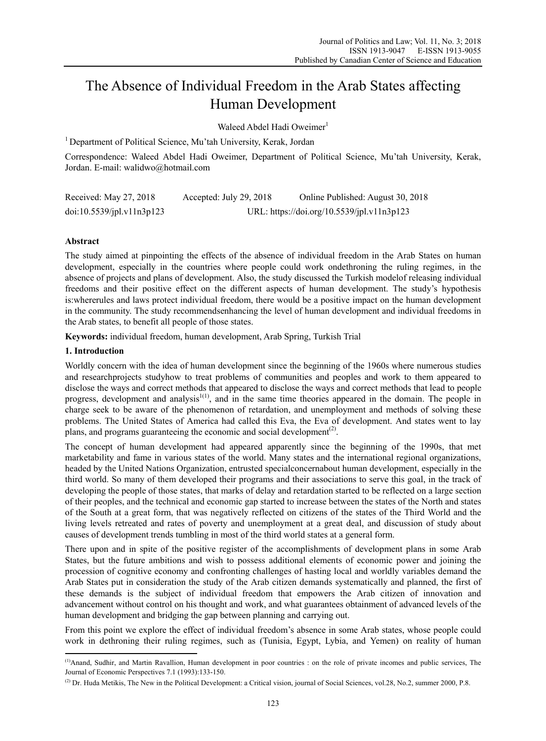# The Absence of Individual Freedom in the Arab States affecting Human Development

Waleed Abdel Hadi Oweimer[1]

[1] Department of Political Science, Mu'tah University, Kerak, Jordan

Correspondence: Waleed Abdel Hadi Oweimer, Department of Political Science, Mu'tah University, Kerak, Jordan. E-mail: walidwo@hotmail.com

Received: May 27, 2018 Accepted: July 29, 2018 Online Published: August 30, 2018

doi:10.5539/jpl.v11n3p123 URL: https://doi.org/10.5539/jpl.v11n3p123

## Abstract

The study aimed at pinpointing the effects of the absence of individual freedom in the Arab States on human development, especially in the countries where people could work ondethroning the ruling regimes, in the absence of projects and plans of development. Also, the study discussed the Turkish modelof releasing individual freedoms and their positive effect on the different aspects of human development. The study's hypothesis is:wererules and laws protect individual freedom, there would be a positive impact on the human development in the community. The study recommendsenhancing the level of human development and individual freedoms in the Arab states, to benefit all people of those states.

**Keywords:** individual freedom, human development, Arab Spring, Turkish Trial

## 1. Introduction

Worldly concern with the idea of human development since the beginning of the 1960s where numerous studies and researchprojects studyhow to treat problems of communities and peoples and work to them appeared to disclose the ways and correct methods that appeared to disclose the ways and correct methods that lead to people progress, development and analysis[1(1)], and in the same time theories appeared in the domain. The people in charge seek to be aware of the phenomenon of retardation, and unemployment and methods of solving these problems. The United States of America had called this Eva, the Eva of development. And states went to lay plans, and programs guaranteeing the economic and social development[(2)].

The concept of human development had appeared apparently since the beginning of the 1990s, that met marketability and fame in various states of the world. Many states and the international regional organizations, headed by the United Nations Organization, entrusted specialconcernabout human development, especially in the third world. So many of them developed their programs and their associations to serve this goal, in the track of developing the people of those states, that marks of delay and retardation started to be reflected on a large section of their peoples, and the technical and economic gap started to increase between the states of the North and states of the South at a great form, that was negatively reflected on citizens of the states of the Third World and the living levels retreated and rates of poverty and unemployment at a great deal, and discussion of study about causes of development trends tumbling in most of the third world states at a general form.

There upon and in spite of the positive register of the accomplishments of development plans in some Arab States, but the future ambitions and wish to possess additional elements of economic power and joining the procession of cognitive economy and confronting challenges of hasting local and worldly variables demand the Arab States put in consideration the study of the Arab citizen demands systematically and planned, the first of these demands is the subject of individual freedom that empowers the Arab citizen of innovation and advancement without control on his thought and work, and what guarantees obtainment of advanced levels of the human development and bridging the gap between planning and carrying out.

From this point we explore the effect of individual freedom's absence in some Arab states, whose people could work in dethroning their ruling regimes, such as (Tunisia, Egypt, Lybia, and Yemen) on reality of human

---

[(1)]Anand, Sudhir, and Martin Ravallion, Human development in poor countries : on the role of private incomes and public services, The Journal of Economic Perspectives 7.1 (1993):133-150.

[(2)] Dr. Huda Metikis, The New in the Political Development: a Critical vision, journal of Social Sciences, vol.28, No.2, summer 2000, P.8.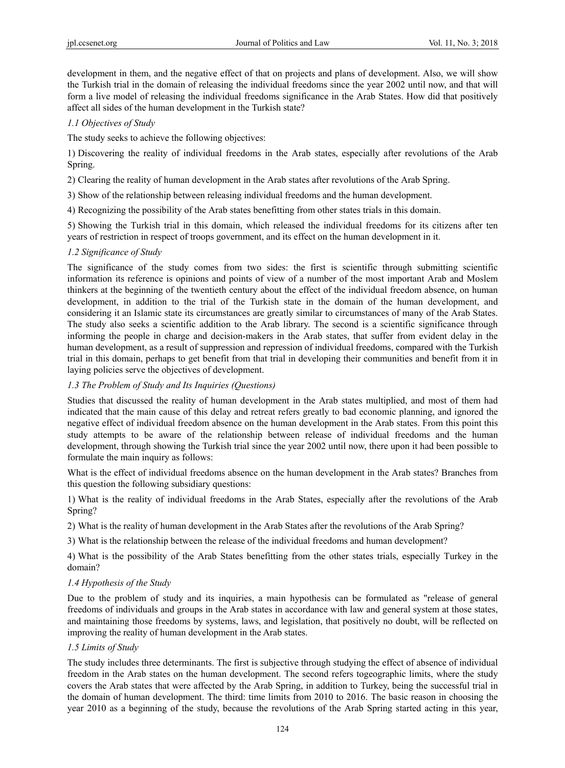development in them, and the negative effect of that on projects and plans of development. Also, we will show the Turkish trial in the domain of releasing the individual freedoms since the year 2002 until now, and that will form a live model of releasing the individual freedoms significance in the Arab States. How did that positively affect all sides of the human development in the Turkish state?

### *1.1 Objectives of Study*

The study seeks to achieve the following objectives:

1) Discovering the reality of individual freedoms in the Arab states, especially after revolutions of the Arab Spring.

2) Clearing the reality of human development in the Arab states after revolutions of the Arab Spring.

3) Show of the relationship between releasing individual freedoms and the human development.

4) Recognizing the possibility of the Arab states benefitting from other states trials in this domain.

5) Showing the Turkish trial in this domain, which released the individual freedoms for its citizens after ten years of restriction in respect of troops government, and its effect on the human development in it.

### *1.2 Significance of Study*

The significance of the study comes from two sides: the first is scientific through submitting scientific information its reference is opinions and points of view of a number of the most important Arab and Moslem thinkers at the beginning of the twentieth century about the effect of the individual freedom absence, on human development, in addition to the trial of the Turkish state in the domain of the human development, and considering it an Islamic state its circumstances are greatly similar to circumstances of many of the Arab States. The study also seeks a scientific addition to the Arab library. The second is a scientific significance through informing the people in charge and decision-makers in the Arab states, that suffer from evident delay in the human development, as a result of suppression and repression of individual freedoms, compared with the Turkish trial in this domain, perhaps to get benefit from that trial in developing their communities and benefit from it in laying policies serve the objectives of development.

### *1.3 The Problem of Study and Its Inquiries (Questions)*

Studies that discussed the reality of human development in the Arab states multiplied, and most of them had indicated that the main cause of this delay and retreat refers greatly to bad economic planning, and ignored the negative effect of individual freedom absence on the human development in the Arab states. From this point this study attempts to be aware of the relationship between release of individual freedoms and the human development, through showing the Turkish trial since the year 2002 until now, there upon it had been possible to formulate the main inquiry as follows:

What is the effect of individual freedoms absence on the human development in the Arab states? Branches from this question the following subsidiary questions:

1) What is the reality of individual freedoms in the Arab States, especially after the revolutions of the Arab Spring?

2) What is the reality of human development in the Arab States after the revolutions of the Arab Spring?

3) What is the relationship between the release of the individual freedoms and human development?

4) What is the possibility of the Arab States benefitting from the other states trials, especially Turkey in the domain?

### *1.4 Hypothesis of the Study*

Due to the problem of study and its inquiries, a main hypothesis can be formulated as "release of general freedoms of individuals and groups in the Arab states in accordance with law and general system at those states, and maintaining those freedoms by systems, laws, and legislation, that positively no doubt, will be reflected on improving the reality of human development in the Arab states.

### *1.5 Limits of Study*

The study includes three determinants. The first is subjective through studying the effect of absence of individual freedom in the Arab states on the human development. The second refers togeographic limits, where the study covers the Arab states that were affected by the Arab Spring, in addition to Turkey, being the successful trial in the domain of human development. The third: time limits from 2010 to 2016. The basic reason in choosing the year 2010 as a beginning of the study, because the revolutions of the Arab Spring started acting in this year,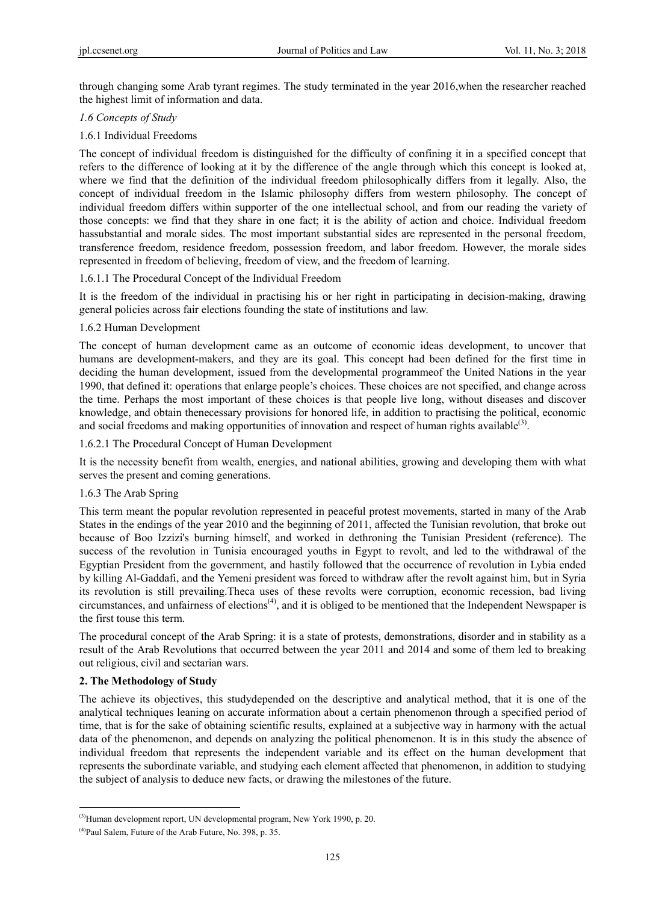through changing some Arab tyrant regimes. The study terminated in the year 2016,when the researcher reached the highest limit of information and data.

*1.6 Concepts of Study*

1.6.1 Individual Freedoms

The concept of individual freedom is distinguished for the difficulty of confining it in a specified concept that refers to the difference of looking at it by the difference of the angle through which this concept is looked at, where we find that the definition of the individual freedom philosophically differs from it legally. Also, the concept of individual freedom in the Islamic philosophy differs from western philosophy. The concept of individual freedom differs within supporter of the one intellectual school, and from our reading the variety of those concepts: we find that they share in one fact; it is the ability of action and choice. Individual freedom hassubstantial and morale sides. The most important substantial sides are represented in the personal freedom, transference freedom, residence freedom, possession freedom, and labor freedom. However, the morale sides represented in freedom of believing, freedom of view, and the freedom of learning.

1.6.1.1 The Procedural Concept of the Individual Freedom

It is the freedom of the individual in practising his or her right in participating in decision-making, drawing general policies across fair elections founding the state of institutions and law.

1.6.2 Human Development

The concept of human development came as an outcome of economic ideas development, to uncover that humans are development-makers, and they are its goal. This concept had been defined for the first time in deciding the human development, issued from the developmental programmeof the United Nations in the year 1990, that defined it: operations that enlarge people's choices. These choices are not specified, and change across the time. Perhaps the most important of these choices is that people live long, without diseases and discover knowledge, and obtain thenecessary provisions for honored life, in addition to practising the political, economic and social freedoms and making opportunities of innovation and respect of human rights available[(3)].

1.6.2.1 The Procedural Concept of Human Development

It is the necessity benefit from wealth, energies, and national abilities, growing and developing them with what serves the present and coming generations.

1.6.3 The Arab Spring

This term meant the popular revolution represented in peaceful protest movements, started in many of the Arab States in the endings of the year 2010 and the beginning of 2011, affected the Tunisian revolution, that broke out because of Boo Izzizi's burning himself, and worked in dethroning the Tunisian President (reference). The success of the revolution in Tunisia encouraged youths in Egypt to revolt, and led to the withdrawal of the Egyptian President from the government, and hastily followed that the occurrence of revolution in Lybia ended by killing Al-Gaddafi, and the Yemeni president was forced to withdraw after the revolt against him, but in Syria its revolution is still prevailing.Theca uses of these revolts were corruption, economic recession, bad living circumstances, and unfairness of elections[(4)], and it is obliged to be mentioned that the Independent Newspaper is the first touse this term.

The procedural concept of the Arab Spring: it is a state of protests, demonstrations, disorder and in stability as a result of the Arab Revolutions that occurred between the year 2011 and 2014 and some of them led to breaking out religious, civil and sectarian wars.

**2. The Methodology of Study**

The achieve its objectives, this studydepended on the descriptive and analytical method, that it is one of the analytical techniques leaning on accurate information about a certain phenomenon through a specified period of time, that is for the sake of obtaining scientific results, explained at a subjective way in harmony with the actual data of the phenomenon, and depends on analyzing the political phenomenon. It is in this study the absence of individual freedom that represents the independent variable and its effect on the human development that represents the subordinate variable, and studying each element affected that phenomenon, in addition to studying the subject of analysis to deduce new facts, or drawing the milestones of the future.

---

[(3)]Human development report, UN developmental program, New York 1990, p. 20.

[(4)]Paul Salem, Future of the Arab Future, No. 398, p. 35.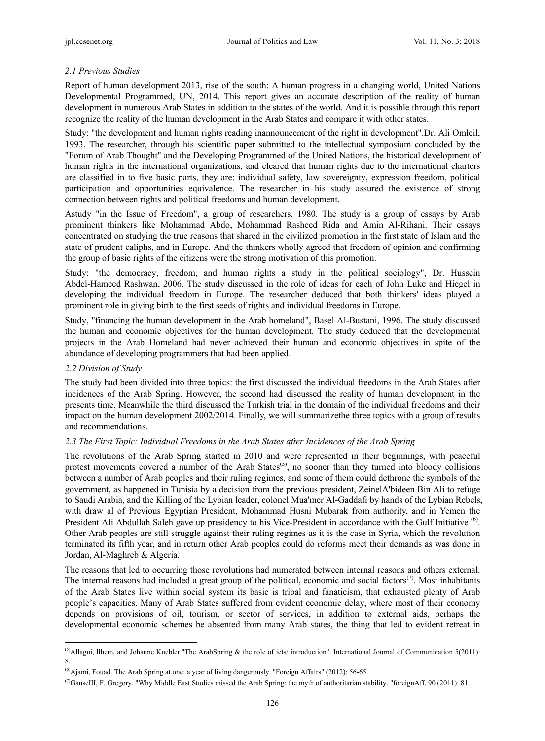### *2.1 Previous Studies*

Report of human development 2013, rise of the south: A human progress in a changing world, United Nations Developmental Programmed, UN, 2014. This report gives an accurate description of the reality of human development in numerous Arab States in addition to the states of the world. And it is possible through this report recognize the reality of the human development in the Arab States and compare it with other states.

Study: "the development and human rights reading inannouncement of the right in development".Dr. Ali Omleil, 1993. The researcher, through his scientific paper submitted to the intellectual symposium concluded by the "Forum of Arab Thought" and the Developing Programmed of the United Nations, the historical development of human rights in the international organizations, and cleared that human rights due to the international charters are classified in to five basic parts, they are: individual safety, law sovereignty, expression freedom, political participation and opportunities equivalence. The researcher in his study assured the existence of strong connection between rights and political freedoms and human development.

Astudy "in the Issue of Freedom", a group of researchers, 1980. The study is a group of essays by Arab prominent thinkers like Mohammad Abdo, Mohammad Rasheed Rida and Amin Al-Rihani. Their essays concentrated on studying the true reasons that shared in the civilized promotion in the first state of Islam and the state of prudent caliphs, and in Europe. And the thinkers wholly agreed that freedom of opinion and confirming the group of basic rights of the citizens were the strong motivation of this promotion.

Study: "the democracy, freedom, and human rights a study in the political sociology", Dr. Hussein Abdel-Hameed Rashwan, 2006. The study discussed in the role of ideas for each of John Luke and Hiegel in developing the individual freedom in Europe. The researcher deduced that both thinkers' ideas played a prominent role in giving birth to the first seeds of rights and individual freedoms in Europe.

Study, "financing the human development in the Arab homeland", Basel Al-Bustani, 1996. The study discussed the human and economic objectives for the human development. The study deduced that the developmental projects in the Arab Homeland had never achieved their human and economic objectives in spite of the abundance of developing programmers that had been applied.

### *2.2 Division of Study*

The study had been divided into three topics: the first discussed the individual freedoms in the Arab States after incidences of the Arab Spring. However, the second had discussed the reality of human development in the presents time. Meanwhile the third discussed the Turkish trial in the domain of the individual freedoms and their impact on the human development 2002/2014. Finally, we will summarizethe three topics with a group of results and recommendations.

### *2.3 The First Topic: Individual Freedoms in the Arab States after Incidences of the Arab Spring*

The revolutions of the Arab Spring started in 2010 and were represented in their beginnings, with peaceful protest movements covered a number of the Arab States[5], no sooner than they turned into bloody collisions between a number of Arab peoples and their ruling regimes, and some of them could dethrone the symbols of the government, as happened in Tunisia by a decision from the previous president, ZeinelA'bideen Bin Ali to refuge to Saudi Arabia, and the Killing of the Lybian leader, colonel Mua'mer Al-Gaddafi by hands of the Lybian Rebels, with draw al of Previous Egyptian President, Mohammad Husni Mubarak from authority, and in Yemen the President Ali Abdullah Saleh gave up presidency to his Vice-President in accordance with the Gulf Initiative [6]. Other Arab peoples are still struggle against their ruling regimes as it is the case in Syria, which the revolution terminated its fifth year, and in return other Arab peoples could do reforms meet their demands as was done in Jordan, Al-Maghreb & Algeria.

The reasons that led to occurring those revolutions had numerated between internal reasons and others external. The internal reasons had included a great group of the political, economic and social factors[7]. Most inhabitants of the Arab States live within social system its basic is tribal and fanaticism, that exhausted plenty of Arab people's capacities. Many of Arab States suffered from evident economic delay, where most of their economy depends on provisions of oil, tourism, or sector of services, in addition to external aids, perhaps the developmental economic schemes be absented from many Arab states, the thing that led to evident retreat in

---

[5] Allagui, llhem, and Johanne Kuebler."The ArabSpring & the role of icts/ introduction". International Journal of Communication 5(2011): 8.

[6] Ajami, Fouad. The Arab Spring at one: a year of living dangerously. "Foreign Affairs" (2012): 56-65.

[7] GauseIII, F. Gregory. "Why Middle East Studies missed the Arab Spring: the myth of authoritarian stability. "foreignAff. 90 (2011): 81.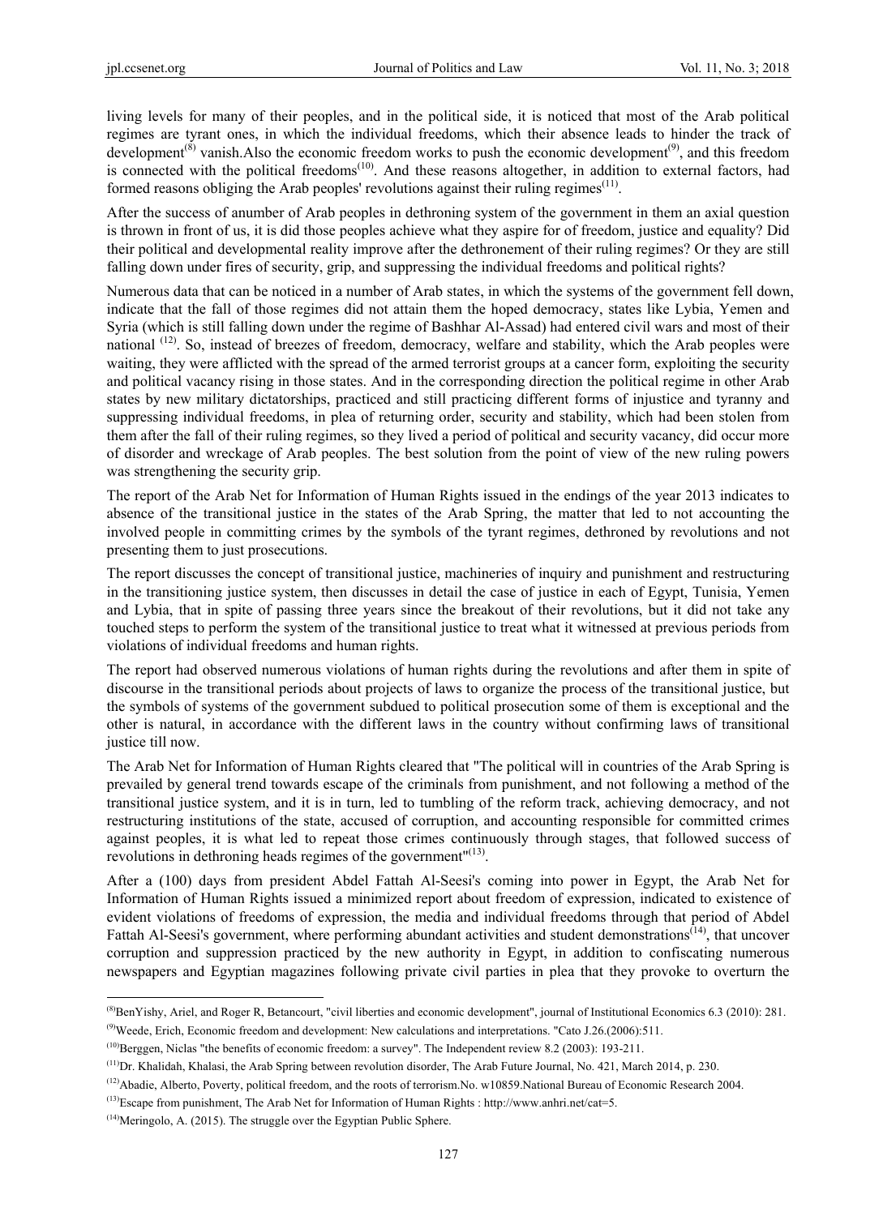living levels for many of their peoples, and in the political side, it is noticed that most of the Arab political regimes are tyrant ones, in which the individual freedoms, which their absence leads to hinder the track of development[(8)] vanish.Also the economic freedom works to push the economic development[(9)], and this freedom is connected with the political freedoms[(10)]. And these reasons altogether, in addition to external factors, had formed reasons obliging the Arab peoples' revolutions against their ruling regimes[(11)].

After the success of anumber of Arab peoples in dethroning system of the government in them an axial question is thrown in front of us, it is did those peoples achieve what they aspire for of freedom, justice and equality? Did their political and developmental reality improve after the dethronement of their ruling regimes? Or they are still falling down under fires of security, grip, and suppressing the individual freedoms and political rights?

Numerous data that can be noticed in a number of Arab states, in which the systems of the government fell down, indicate that the fall of those regimes did not attain them the hoped democracy, states like Lybia, Yemen and Syria (which is still falling down under the regime of Bashhar Al-Assad) had entered civil wars and most of their national [(12)]. So, instead of breezes of freedom, democracy, welfare and stability, which the Arab peoples were waiting, they were afflicted with the spread of the armed terrorist groups at a cancer form, exploiting the security and political vacancy rising in those states. And in the corresponding direction the political regime in other Arab states by new military dictatorships, practiced and still practicing different forms of injustice and tyranny and suppressing individual freedoms, in plea of returning order, security and stability, which had been stolen from them after the fall of their ruling regimes, so they lived a period of political and security vacancy, did occur more of disorder and wreckage of Arab peoples. The best solution from the point of view of the new ruling powers was strengthening the security grip.

The report of the Arab Net for Information of Human Rights issued in the endings of the year 2013 indicates to absence of the transitional justice in the states of the Arab Spring, the matter that led to not accounting the involved people in committing crimes by the symbols of the tyrant regimes, dethroned by revolutions and not presenting them to just prosecutions.

The report discusses the concept of transitional justice, machineries of inquiry and punishment and restructuring in the transitioning justice system, then discusses in detail the case of justice in each of Egypt, Tunisia, Yemen and Lybia, that in spite of passing three years since the breakout of their revolutions, but it did not take any touched steps to perform the system of the transitional justice to treat what it witnessed at previous periods from violations of individual freedoms and human rights.

The report had observed numerous violations of human rights during the revolutions and after them in spite of discourse in the transitional periods about projects of laws to organize the process of the transitional justice, but the symbols of systems of the government subdued to political prosecution some of them is exceptional and the other is natural, in accordance with the different laws in the country without confirming laws of transitional justice till now.

The Arab Net for Information of Human Rights cleared that "The political will in countries of the Arab Spring is prevailed by general trend towards escape of the criminals from punishment, and not following a method of the transitional justice system, and it is in turn, led to tumbling of the reform track, achieving democracy, and not restructuring institutions of the state, accused of corruption, and accounting responsible for committed crimes against peoples, it is what led to repeat those crimes continuously through stages, that followed success of revolutions in dethroning heads regimes of the government"[(13)].

After a (100) days from president Abdel Fattah Al-Seesi's coming into power in Egypt, the Arab Net for Information of Human Rights issued a minimized report about freedom of expression, indicated to existence of evident violations of freedoms of expression, the media and individual freedoms through that period of Abdel Fattah Al-Seesi's government, where performing abundant activities and student demonstrations[(14)], that uncover corruption and suppression practiced by the new authority in Egypt, in addition to confiscating numerous newspapers and Egyptian magazines following private civil parties in plea that they provoke to overturn the

---

[(8)] BenYishy, Ariel, and Roger R, Betancourt, "civil liberties and economic development", journal of Institutional Economics 6.3 (2010): 281.

[(9)] Weede, Erich, Economic freedom and development: New calculations and interpretations. "Cato J.26.(2006):511.

[(10)] Berggen, Niclas "the benefits of economic freedom: a survey". The Independent review 8.2 (2003): 193-211.

[(11)] Dr. Khalidah, Khalasi, the Arab Spring between revolution disorder, The Arab Future Journal, No. 421, March 2014, p. 230.

[(12)] Abadie, Alberto, Poverty, political freedom, and the roots of terrorism.No. w10859.National Bureau of Economic Research 2004.

[(13)] Escape from punishment, The Arab Net for Information of Human Rights : http://www.anhri.net/cat=5.

[(14)] Meringolo, A. (2015). The struggle over the Egyptian Public Sphere.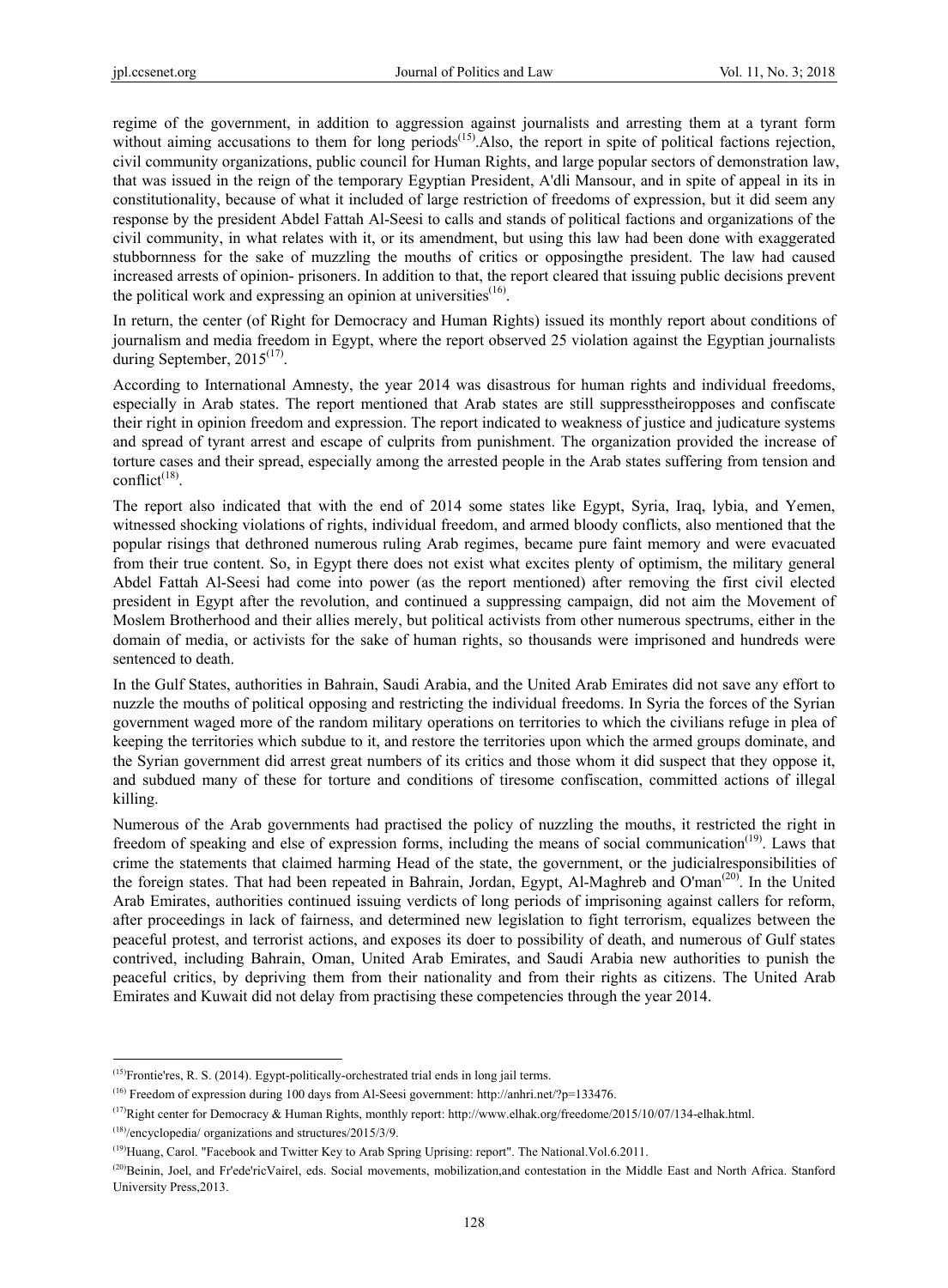regime of the government, in addition to aggression against journalists and arresting them at a tyrant form without aiming accusations to them for long periods[15].Also, the report in spite of political factions rejection, civil community organizations, public council for Human Rights, and large popular sectors of demonstration law, that was issued in the reign of the temporary Egyptian President, A'dli Mansour, and in spite of appeal in its in constitutionality, because of what it included of large restriction of freedoms of expression, but it did seem any response by the president Abdel Fattah Al-Seesi to calls and stands of political factions and organizations of the civil community, in what relates with it, or its amendment, but using this law had been done with exaggerated stubbornness for the sake of muzzling the mouths of critics or opposingthe president. The law had caused increased arrests of opinion- prisoners. In addition to that, the report cleared that issuing public decisions prevent the political work and expressing an opinion at universities[16].

In return, the center (of Right for Democracy and Human Rights) issued its monthly report about conditions of journalism and media freedom in Egypt, where the report observed 25 violation against the Egyptian journalists during September, 2015[17].

According to International Amnesty, the year 2014 was disastrous for human rights and individual freedoms, especially in Arab states. The report mentioned that Arab states are still suppresstheiropposes and confiscate their right in opinion freedom and expression. The report indicated to weakness of justice and judicature systems and spread of tyrant arrest and escape of culprits from punishment. The organization provided the increase of torture cases and their spread, especially among the arrested people in the Arab states suffering from tension and conflict[18].

The report also indicated that with the end of 2014 some states like Egypt, Syria, Iraq, lybia, and Yemen, witnessed shocking violations of rights, individual freedom, and armed bloody conflicts, also mentioned that the popular risings that dethroned numerous ruling Arab regimes, became pure faint memory and were evacuated from their true content. So, in Egypt there does not exist what excites plenty of optimism, the military general Abdel Fattah Al-Seesi had come into power (as the report mentioned) after removing the first civil elected president in Egypt after the revolution, and continued a suppressing campaign, did not aim the Movement of Moslem Brotherhood and their allies merely, but political activists from other numerous spectrums, either in the domain of media, or activists for the sake of human rights, so thousands were imprisoned and hundreds were sentenced to death.

In the Gulf States, authorities in Bahrain, Saudi Arabia, and the United Arab Emirates did not save any effort to nuzzle the mouths of political opposing and restricting the individual freedoms. In Syria the forces of the Syrian government waged more of the random military operations on territories to which the civilians refuge in plea of keeping the territories which subdue to it, and restore the territories upon which the armed groups dominate, and the Syrian government did arrest great numbers of its critics and those whom it did suspect that they oppose it, and subdued many of these for torture and conditions of tiresome confiscation, committed actions of illegal killing.

Numerous of the Arab governments had practised the policy of nuzzling the mouths, it restricted the right in freedom of speaking and else of expression forms, including the means of social communication[19]. Laws that crime the statements that claimed harming Head of the state, the government, or the judicialresponsibilities of the foreign states. That had been repeated in Bahrain, Jordan, Egypt, Al-Maghreb and O'man[20]. In the United Arab Emirates, authorities continued issuing verdicts of long periods of imprisoning against callers for reform, after proceedings in lack of fairness, and determined new legislation to fight terrorism, equalizes between the peaceful protest, and terrorist actions, and exposes its doer to possibility of death, and numerous of Gulf states contrived, including Bahrain, Oman, United Arab Emirates, and Saudi Arabia new authorities to punish the peaceful critics, by depriving them from their nationality and from their rights as citizens. The United Arab Emirates and Kuwait did not delay from practising these competencies through the year 2014.

---

[15]Frontie'res, R. S. (2014). Egypt-politically-orchestrated trial ends in long jail terms.

[16] Freedom of expression during 100 days from Al-Seesi government: http://anhri.net/?p=133476.

[17]Right center for Democracy & Human Rights, monthly report: http://www.elhak.org/freedome/2015/10/07/134-elhak.html.

[18]/encyclopedia/ organizations and structures/2015/3/9.

[19]Huang, Carol. "Facebook and Twitter Key to Arab Spring Uprising: report". The National.Vol.6.2011.

[20]Beinin, Joel, and Fr'ede'ricVairel, eds. Social movements, mobilization,and contestation in the Middle East and North Africa. Stanford University Press,2013.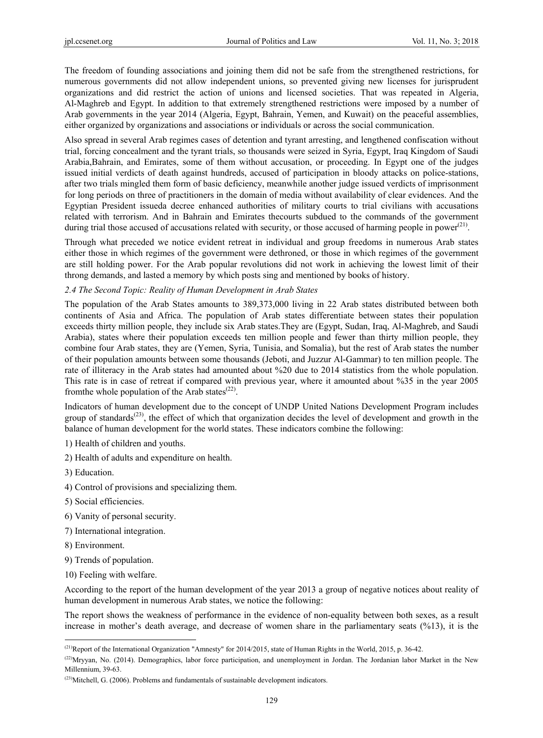The freedom of founding associations and joining them did not be safe from the strengthened restrictions, for numerous governments did not allow independent unions, so prevented giving new licenses for jurisprudent organizations and did restrict the action of unions and licensed societies. That was repeated in Algeria, Al-Maghreb and Egypt. In addition to that extremely strengthened restrictions were imposed by a number of Arab governments in the year 2014 (Algeria, Egypt, Bahrain, Yemen, and Kuwait) on the peaceful assemblies, either organized by organizations and associations or individuals or across the social communication.

Also spread in several Arab regimes cases of detention and tyrant arresting, and lengthened confiscation without trial, forcing concealment and the tyrant trials, so thousands were seized in Syria, Egypt, Iraq Kingdom of Saudi Arabia,Bahrain, and Emirates, some of them without accusation, or proceeding. In Egypt one of the judges issued initial verdicts of death against hundreds, accused of participation in bloody attacks on police-stations, after two trials mingled them form of basic deficiency, meanwhile another judge issued verdicts of imprisonment for long periods on three of practitioners in the domain of media without availability of clear evidences. And the Egyptian President issueda decree enhanced authorities of military courts to trial civilians with accusations related with terrorism. And in Bahrain and Emirates thecourts subdued to the commands of the government during trial those accused of accusations related with security, or those accused of harming people in power[21].

Through what preceded we notice evident retreat in individual and group freedoms in numerous Arab states either those in which regimes of the government were dethroned, or those in which regimes of the government are still holding power. For the Arab popular revolutions did not work in achieving the lowest limit of their throng demands, and lasted a memory by which posts sing and mentioned by books of history.

### *2.4 The Second Topic: Reality of Human Development in Arab States*

The population of the Arab States amounts to 389,373,000 living in 22 Arab states distributed between both continents of Asia and Africa. The population of Arab states differentiate between states their population exceeds thirty million people, they include six Arab states.They are (Egypt, Sudan, Iraq, Al-Maghreb, and Saudi Arabia), states where their population exceeds ten million people and fewer than thirty million people, they combine four Arab states, they are (Yemen, Syria, Tunisia, and Somalia), but the rest of Arab states the number of their population amounts between some thousands (Jeboti, and Juzzur Al-Gammar) to ten million people. The rate of illiteracy in the Arab states had amounted about %20 due to 2014 statistics from the whole population. This rate is in case of retreat if compared with previous year, where it amounted about %35 in the year 2005 fromthe whole population of the Arab states[22].

Indicators of human development due to the concept of UNDP United Nations Development Program includes group of standards[23], the effect of which that organization decides the level of development and growth in the balance of human development for the world states. These indicators combine the following:

1) Health of children and youths.

2) Health of adults and expenditure on health.

3) Education.

4) Control of provisions and specializing them.

5) Social efficiencies.

6) Vanity of personal security.

7) International integration.

8) Environment.

9) Trends of population.

10) Feeling with welfare.

According to the report of the human development of the year 2013 a group of negative notices about reality of human development in numerous Arab states, we notice the following:

The report shows the weakness of performance in the evidence of non-equality between both sexes, as a result increase in mother's death average, and decrease of women share in the parliamentary seats (%13), it is the

---

[21] Report of the International Organization "Amnesty" for 2014/2015, state of Human Rights in the World, 2015, p. 36-42.

[22] Mryyan, No. (2014). Demographics, labor force participation, and unemployment in Jordan. The Jordanian labor Market in the New Millennium, 39-63.

[23] Mitchell, G. (2006). Problems and fundamentals of sustainable development indicators.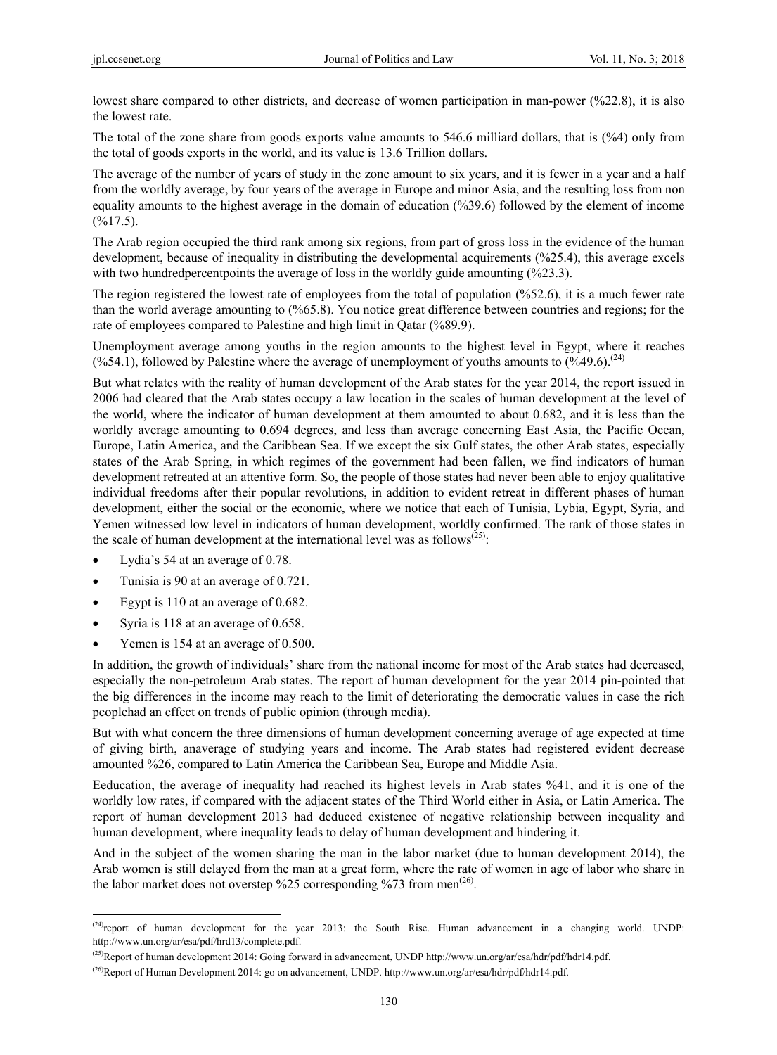lowest share compared to other districts, and decrease of women participation in man-power (%22.8), it is also the lowest rate.

The total of the zone share from goods exports value amounts to 546.6 milliard dollars, that is (%4) only from the total of goods exports in the world, and its value is 13.6 Trillion dollars.

The average of the number of years of study in the zone amount to six years, and it is fewer in a year and a half from the worldly average, by four years of the average in Europe and minor Asia, and the resulting loss from non equality amounts to the highest average in the domain of education (%39.6) followed by the element of income (%17.5).

The Arab region occupied the third rank among six regions, from part of gross loss in the evidence of the human development, because of inequality in distributing the developmental acquirements (%25.4), this average excels with two hundredpercentpoints the average of loss in the worldly guide amounting (%23.3).

The region registered the lowest rate of employees from the total of population (%52.6), it is a much fewer rate than the world average amounting to (%65.8). You notice great difference between countries and regions; for the rate of employees compared to Palestine and high limit in Qatar (%89.9).

Unemployment average among youths in the region amounts to the highest level in Egypt, where it reaches (%54.1), followed by Palestine where the average of unemployment of youths amounts to (%49.6).[24]

But what relates with the reality of human development of the Arab states for the year 2014, the report issued in 2006 had cleared that the Arab states occupy a law location in the scales of human development at the level of the world, where the indicator of human development at them amounted to about 0.682, and it is less than the worldly average amounting to 0.694 degrees, and less than average concerning East Asia, the Pacific Ocean, Europe, Latin America, and the Caribbean Sea. If we except the six Gulf states, the other Arab states, especially states of the Arab Spring, in which regimes of the government had been fallen, we find indicators of human development retreated at an attentive form. So, the people of those states had never been able to enjoy qualitative individual freedoms after their popular revolutions, in addition to evident retreat in different phases of human development, either the social or the economic, where we notice that each of Tunisia, Lybia, Egypt, Syria, and Yemen witnessed low level in indicators of human development, worldly confirmed. The rank of those states in the scale of human development at the international level was as follows[25]:

- Lydia's 54 at an average of 0.78.
- Tunisia is 90 at an average of 0.721.
- Egypt is 110 at an average of 0.682.
- Syria is 118 at an average of 0.658.
- Yemen is 154 at an average of 0.500.

In addition, the growth of individuals' share from the national income for most of the Arab states had decreased, especially the non-petroleum Arab states. The report of human development for the year 2014 pin-pointed that the big differences in the income may reach to the limit of deteriorating the democratic values in case the rich peoplehad an effect on trends of public opinion (through media).

But with what concern the three dimensions of human development concerning average of age expected at time of giving birth, anaverage of studying years and income. The Arab states had registered evident decrease amounted %26, compared to Latin America the Caribbean Sea, Europe and Middle Asia.

Eeducation, the average of inequality had reached its highest levels in Arab states %41, and it is one of the worldly low rates, if compared with the adjacent states of the Third World either in Asia, or Latin America. The report of human development 2013 had deduced existence of negative relationship between inequality and human development, where inequality leads to delay of human development and hindering it.

And in the subject of the women sharing the man in the labor market (due to human development 2014), the Arab women is still delayed from the man at a great form, where the rate of women in age of labor who share in the labor market does not overstep %25 corresponding %73 from men[26].

---

[24] report of human development for the year 2013: the South Rise. Human advancement in a changing world. UNDP: http://www.un.org/ar/esa/pdf/hrd13/complete.pdf.

[25] Report of human development 2014: Going forward in advancement, UNDP http://www.un.org/ar/esa/hdr/pdf/hdr14.pdf.

[26] Report of Human Development 2014: go on advancement, UNDP. http://www.un.org/ar/esa/hdr/pdf/hdr14.pdf.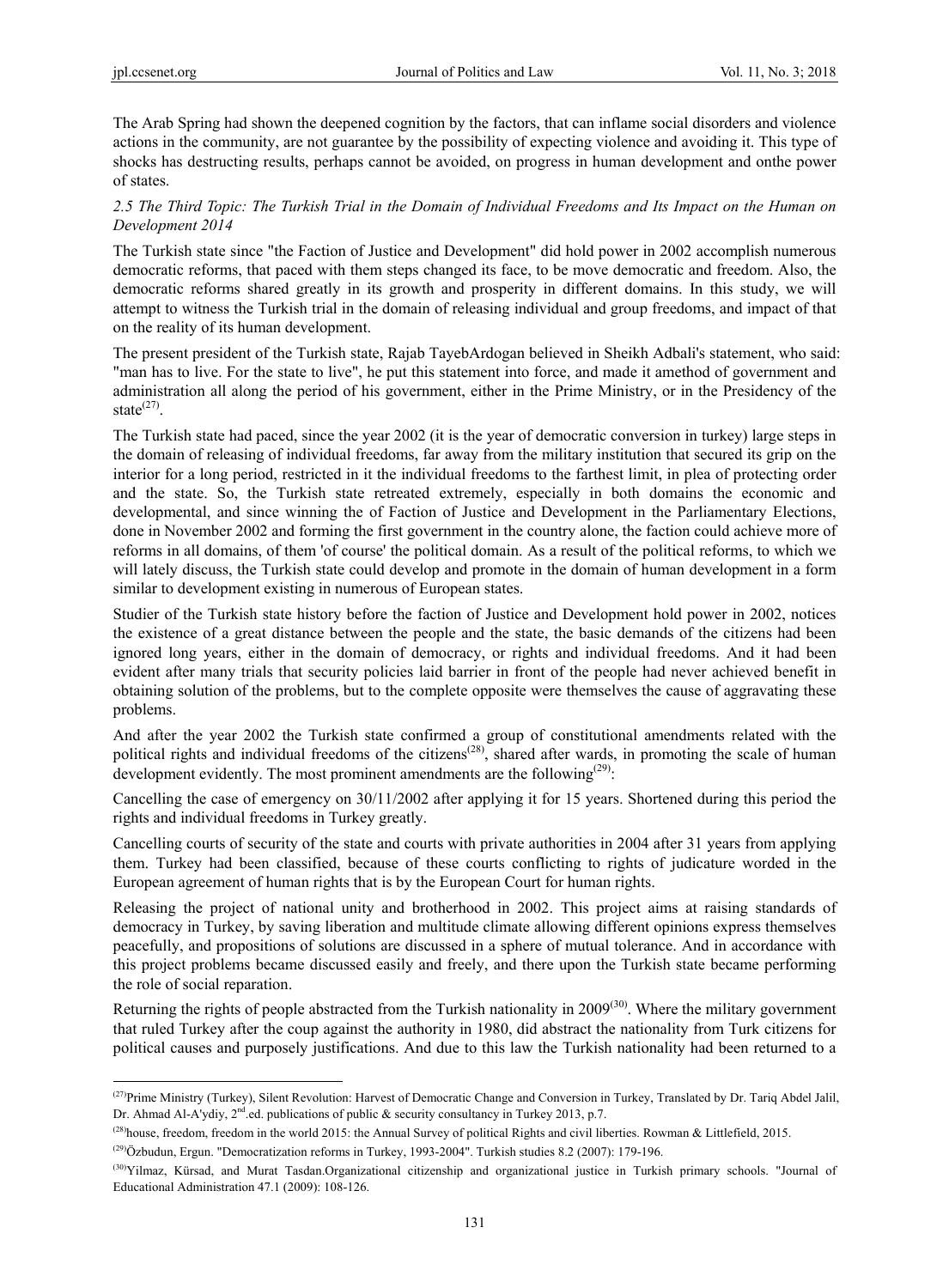The Arab Spring had shown the deepened cognition by the factors, that can inflame social disorders and violence actions in the community, are not guarantee by the possibility of expecting violence and avoiding it. This type of shocks has destructing results, perhaps cannot be avoided, on progress in human development and onthe power of states.

### *2.5 The Third Topic: The Turkish Trial in the Domain of Individual Freedoms and Its Impact on the Human on Development 2014*

The Turkish state since "the Faction of Justice and Development" did hold power in 2002 accomplish numerous democratic reforms, that paced with them steps changed its face, to be move democratic and freedom. Also, the democratic reforms shared greatly in its growth and prosperity in different domains. In this study, we will attempt to witness the Turkish trial in the domain of releasing individual and group freedoms, and impact of that on the reality of its human development.

The present president of the Turkish state, Rajab TayebArdogan believed in Sheikh Adbali's statement, who said: "man has to live. For the state to live", he put this statement into force, and made it amethod of government and administration all along the period of his government, either in the Prime Ministry, or in the Presidency of the state[27].

The Turkish state had paced, since the year 2002 (it is the year of democratic conversion in turkey) large steps in the domain of releasing of individual freedoms, far away from the military institution that secured its grip on the interior for a long period, restricted in it the individual freedoms to the farthest limit, in plea of protecting order and the state. So, the Turkish state retreated extremely, especially in both domains the economic and developmental, and since winning the of Faction of Justice and Development in the Parliamentary Elections, done in November 2002 and forming the first government in the country alone, the faction could achieve more of reforms in all domains, of them 'of course' the political domain. As a result of the political reforms, to which we will lately discuss, the Turkish state could develop and promote in the domain of human development in a form similar to development existing in numerous of European states.

Studier of the Turkish state history before the faction of Justice and Development hold power in 2002, notices the existence of a great distance between the people and the state, the basic demands of the citizens had been ignored long years, either in the domain of democracy, or rights and individual freedoms. And it had been evident after many trials that security policies laid barrier in front of the people had never achieved benefit in obtaining solution of the problems, but to the complete opposite were themselves the cause of aggravating these problems.

And after the year 2002 the Turkish state confirmed a group of constitutional amendments related with the political rights and individual freedoms of the citizens[28], shared after wards, in promoting the scale of human development evidently. The most prominent amendments are the following[29]:

Cancelling the case of emergency on 30/11/2002 after applying it for 15 years. Shortened during this period the rights and individual freedoms in Turkey greatly.

Cancelling courts of security of the state and courts with private authorities in 2004 after 31 years from applying them. Turkey had been classified, because of these courts conflicting to rights of judicature worded in the European agreement of human rights that is by the European Court for human rights.

Releasing the project of national unity and brotherhood in 2002. This project aims at raising standards of democracy in Turkey, by saving liberation and multitude climate allowing different opinions express themselves peacefully, and propositions of solutions are discussed in a sphere of mutual tolerance. And in accordance with this project problems became discussed easily and freely, and there upon the Turkish state became performing the role of social reparation.

Returning the rights of people abstracted from the Turkish nationality in 2009[30]. Where the military government that ruled Turkey after the coup against the authority in 1980, did abstract the nationality from Turk citizens for political causes and purposely justifications. And due to this law the Turkish nationality had been returned to a

---

[27]Prime Ministry (Turkey), Silent Revolution: Harvest of Democratic Change and Conversion in Turkey, Translated by Dr. Tariq Abdel Jalil, Dr. Ahmad Al-A'ydiy, 2nd.ed. publications of public & security consultancy in Turkey 2013, p.7.

[28]house, freedom, freedom in the world 2015: the Annual Survey of political Rights and civil liberties. Rowman & Littlefield, 2015.

[29]Özbudun, Ergun. "Democratization reforms in Turkey, 1993-2004". Turkish studies 8.2 (2007): 179-196.

[30]Yilmaz, Kürsad, and Murat Tasdan.Organizational citizenship and organizational justice in Turkish primary schools. "Journal of Educational Administration 47.1 (2009): 108-126.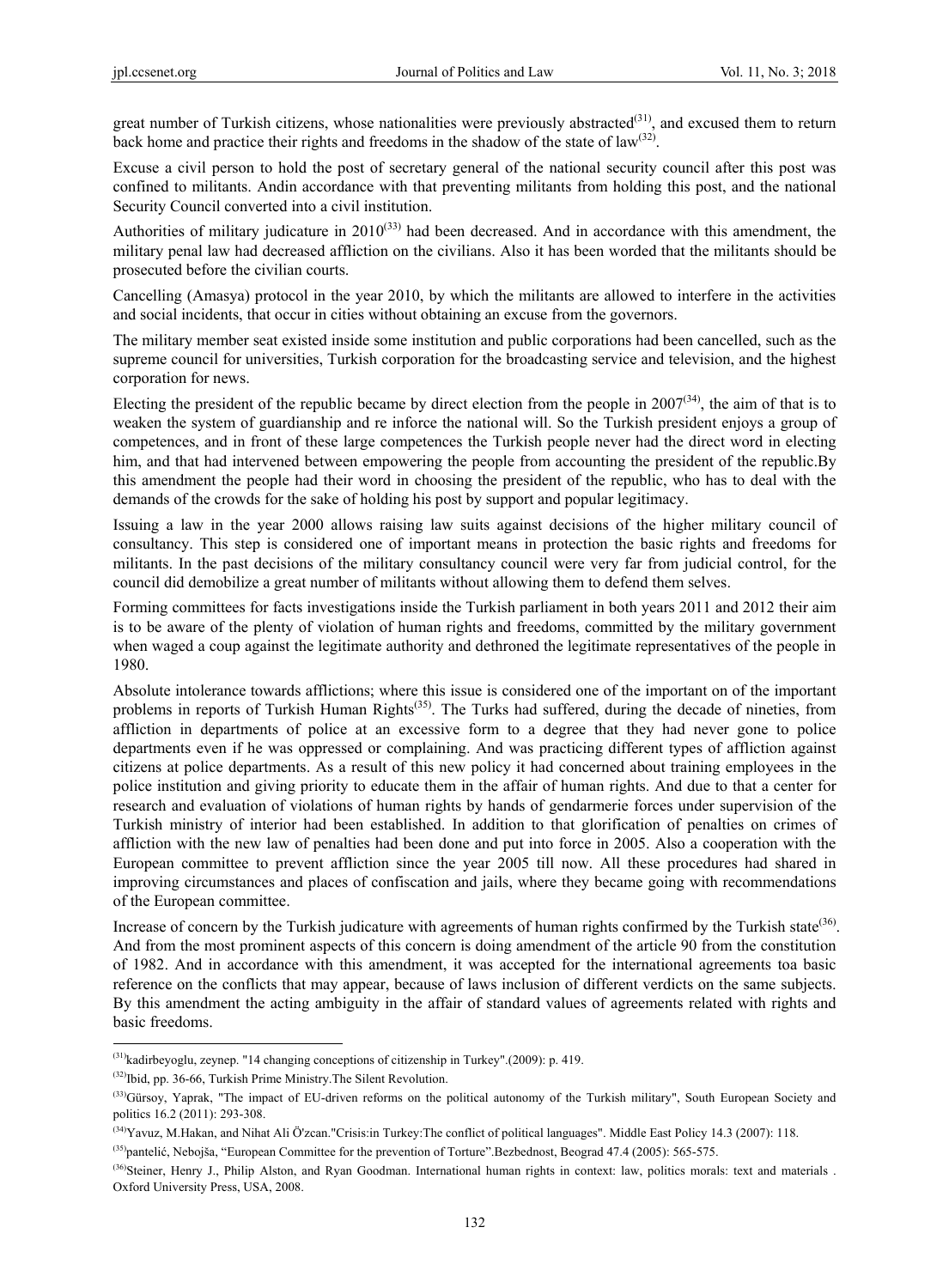great number of Turkish citizens, whose nationalities were previously abstracted[(31)], and excused them to return back home and practice their rights and freedoms in the shadow of the state of law[(32)].

Excuse a civil person to hold the post of secretary general of the national security council after this post was confined to militants. Andin accordance with that preventing militants from holding this post, and the national Security Council converted into a civil institution.

Authorities of military judicature in 2010[(33)] had been decreased. And in accordance with this amendment, the military penal law had decreased affliction on the civilians. Also it has been worded that the militants should be prosecuted before the civilian courts.

Cancelling (Amasya) protocol in the year 2010, by which the militants are allowed to interfere in the activities and social incidents, that occur in cities without obtaining an excuse from the governors.

The military member seat existed inside some institution and public corporations had been cancelled, such as the supreme council for universities, Turkish corporation for the broadcasting service and television, and the highest corporation for news.

Electing the president of the republic became by direct election from the people in 2007[(34)], the aim of that is to weaken the system of guardianship and re inforce the national will. So the Turkish president enjoys a group of competences, and in front of these large competences the Turkish people never had the direct word in electing him, and that had intervened between empowering the people from accounting the president of the republic.By this amendment the people had their word in choosing the president of the republic, who has to deal with the demands of the crowds for the sake of holding his post by support and popular legitimacy.

Issuing a law in the year 2000 allows raising law suits against decisions of the higher military council of consultancy. This step is considered one of important means in protection the basic rights and freedoms for militants. In the past decisions of the military consultancy council were very far from judicial control, for the council did demobilize a great number of militants without allowing them to defend them selves.

Forming committees for facts investigations inside the Turkish parliament in both years 2011 and 2012 their aim is to be aware of the plenty of violation of human rights and freedoms, committed by the military government when waged a coup against the legitimate authority and dethroned the legitimate representatives of the people in 1980.

Absolute intolerance towards afflictions; where this issue is considered one of the important on of the important problems in reports of Turkish Human Rights[(35)]. The Turks had suffered, during the decade of nineties, from affliction in departments of police at an excessive form to a degree that they had never gone to police departments even if he was oppressed or complaining. And was practicing different types of affliction against citizens at police departments. As a result of this new policy it had concerned about training employees in the police institution and giving priority to educate them in the affair of human rights. And due to that a center for research and evaluation of violations of human rights by hands of gendarmerie forces under supervision of the Turkish ministry of interior had been established. In addition to that glorification of penalties on crimes of affliction with the new law of penalties had been done and put into force in 2005. Also a cooperation with the European committee to prevent affliction since the year 2005 till now. All these procedures had shared in improving circumstances and places of confiscation and jails, where they became going with recommendations of the European committee.

Increase of concern by the Turkish judicature with agreements of human rights confirmed by the Turkish state[(36)]. And from the most prominent aspects of this concern is doing amendment of the article 90 from the constitution of 1982. And in accordance with this amendment, it was accepted for the international agreements toa basic reference on the conflicts that may appear, because of laws inclusion of different verdicts on the same subjects. By this amendment the acting ambiguity in the affair of standard values of agreements related with rights and basic freedoms.

---

[(31)] kadirbeyoglu, zeynep. "14 changing conceptions of citizenship in Turkey".(2009): p. 419.

[(32)] Ibid, pp. 36-66, Turkish Prime Ministry.The Silent Revolution.

[(33)] Gürsoy, Yaprak, "The impact of EU-driven reforms on the political autonomy of the Turkish military", South European Society and politics 16.2 (2011): 293-308.

[(34)] Yavuz, M.Hakan, and Nihat Ali Ö'zcan."Crisis:in Turkey:The conflict of political languages". Middle East Policy 14.3 (2007): 118.

[(35)] pantelić, Nebojša, "European Committee for the prevention of Torture".Bezbednost, Beograd 47.4 (2005): 565-575.

[(36)] Steiner, Henry J., Philip Alston, and Ryan Goodman. International human rights in context: law, politics morals: text and materials . Oxford University Press, USA, 2008.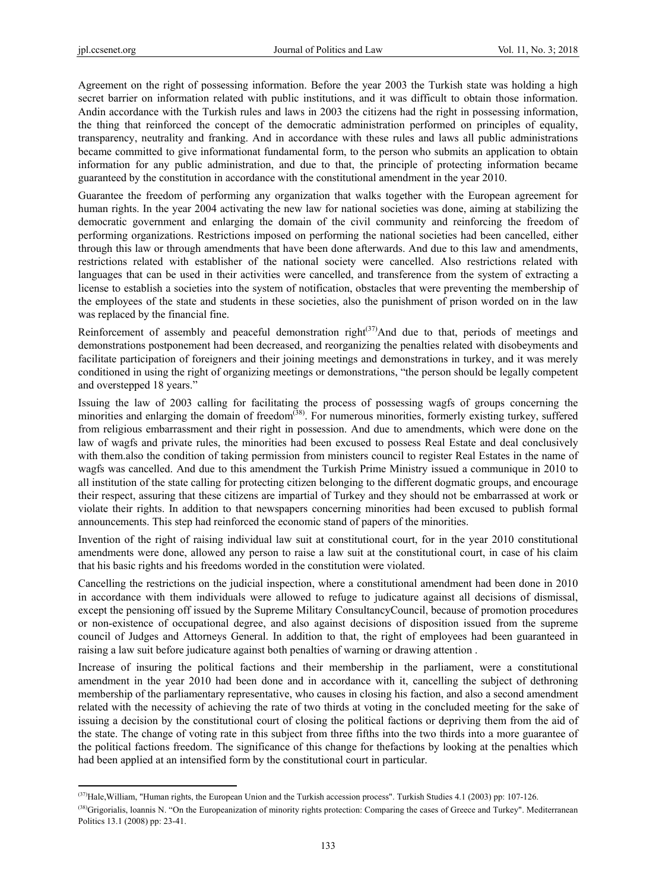Agreement on the right of possessing information. Before the year 2003 the Turkish state was holding a high secret barrier on information related with public institutions, and it was difficult to obtain those information. Andin accordance with the Turkish rules and laws in 2003 the citizens had the right in possessing information, the thing that reinforced the concept of the democratic administration performed on principles of equality, transparency, neutrality and franking. And in accordance with these rules and laws all public administrations became committed to give informationat fundamental form, to the person who submits an application to obtain information for any public administration, and due to that, the principle of protecting information became guaranteed by the constitution in accordance with the constitutional amendment in the year 2010.

Guarantee the freedom of performing any organization that walks together with the European agreement for human rights. In the year 2004 activating the new law for national societies was done, aiming at stabilizing the democratic government and enlarging the domain of the civil community and reinforcing the freedom of performing organizations. Restrictions imposed on performing the national societies had been cancelled, either through this law or through amendments that have been done afterwards. And due to this law and amendments, restrictions related with establisher of the national society were cancelled. Also restrictions related with languages that can be used in their activities were cancelled, and transference from the system of extracting a license to establish a societies into the system of notification, obstacles that were preventing the membership of the employees of the state and students in these societies, also the punishment of prison worded on in the law was replaced by the financial fine.

Reinforcement of assembly and peaceful demonstration right[37]And due to that, periods of meetings and demonstrations postponement had been decreased, and reorganizing the penalties related with disobeyments and facilitate participation of foreigners and their joining meetings and demonstrations in turkey, and it was merely conditioned in using the right of organizing meetings or demonstrations, "the person should be legally competent and overstepped 18 years."

Issuing the law of 2003 calling for facilitating the process of possessing wagfs of groups concerning the minorities and enlarging the domain of freedom[38]. For numerous minorities, formerly existing turkey, suffered from religious embarrassment and their right in possession. And due to amendments, which were done on the law of wagfs and private rules, the minorities had been excused to possess Real Estate and deal conclusively with them.also the condition of taking permission from ministers council to register Real Estates in the name of wagfs was cancelled. And due to this amendment the Turkish Prime Ministry issued a communique in 2010 to all institution of the state calling for protecting citizen belonging to the different dogmatic groups, and encourage their respect, assuring that these citizens are impartial of Turkey and they should not be embarrassed at work or violate their rights. In addition to that newspapers concerning minorities had been excused to publish formal announcements. This step had reinforced the economic stand of papers of the minorities.

Invention of the right of raising individual law suit at constitutional court, for in the year 2010 constitutional amendments were done, allowed any person to raise a law suit at the constitutional court, in case of his claim that his basic rights and his freedoms worded in the constitution were violated.

Cancelling the restrictions on the judicial inspection, where a constitutional amendment had been done in 2010 in accordance with them individuals were allowed to refuge to judicature against all decisions of dismissal, except the pensioning off issued by the Supreme Military ConsultancyCouncil, because of promotion procedures or non-existence of occupational degree, and also against decisions of disposition issued from the supreme council of Judges and Attorneys General. In addition to that, the right of employees had been guaranteed in raising a law suit before judicature against both penalties of warning or drawing attention .

Increase of insuring the political factions and their membership in the parliament, were a constitutional amendment in the year 2010 had been done and in accordance with it, cancelling the subject of dethroning membership of the parliamentary representative, who causes in closing his faction, and also a second amendment related with the necessity of achieving the rate of two thirds at voting in the concluded meeting for the sake of issuing a decision by the constitutional court of closing the political factions or depriving them from the aid of the state. The change of voting rate in this subject from three fifths into the two thirds into a more guarantee of the political factions freedom. The significance of this change for thefactions by looking at the penalties which had been applied at an intensified form by the constitutional court in particular.

---

[37] Hale,William, "Human rights, the European Union and the Turkish accession process". Turkish Studies 4.1 (2003) pp: 107-126.

[38] Grigorialis, Ioannis N. "On the Europeanization of minority rights protection: Comparing the cases of Greece and Turkey". Mediterranean Politics 13.1 (2008) pp: 23-41.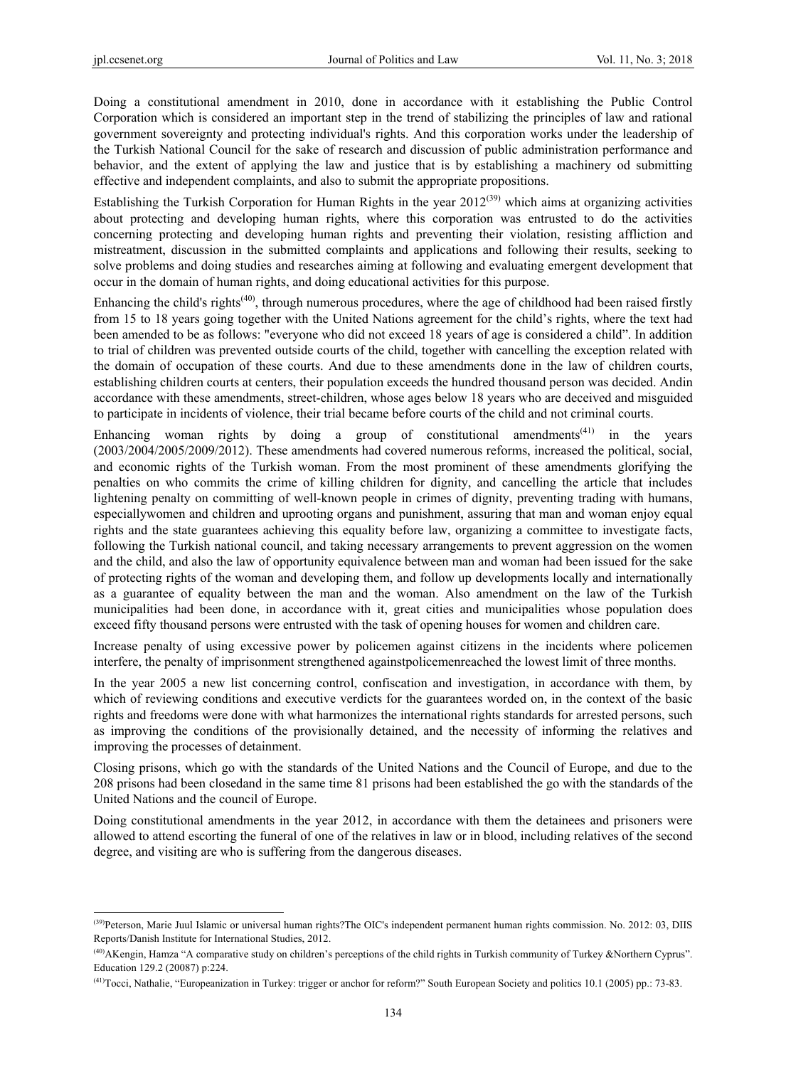Doing a constitutional amendment in 2010, done in accordance with it establishing the Public Control Corporation which is considered an important step in the trend of stabilizing the principles of law and rational government sovereignty and protecting individual's rights. And this corporation works under the leadership of the Turkish National Council for the sake of research and discussion of public administration performance and behavior, and the extent of applying the law and justice that is by establishing a machinery od submitting effective and independent complaints, and also to submit the appropriate propositions.

Establishing the Turkish Corporation for Human Rights in the year 2012[39] which aims at organizing activities about protecting and developing human rights, where this corporation was entrusted to do the activities concerning protecting and developing human rights and preventing their violation, resisting affliction and mistreatment, discussion in the submitted complaints and applications and following their results, seeking to solve problems and doing studies and researches aiming at following and evaluating emergent development that occur in the domain of human rights, and doing educational activities for this purpose.

Enhancing the child's rights[40], through numerous procedures, where the age of childhood had been raised firstly from 15 to 18 years going together with the United Nations agreement for the child's rights, where the text had been amended to be as follows: "everyone who did not exceed 18 years of age is considered a child". In addition to trial of children was prevented outside courts of the child, together with cancelling the exception related with the domain of occupation of these courts. And due to these amendments done in the law of children courts, establishing children courts at centers, their population exceeds the hundred thousand person was decided. Andin accordance with these amendments, street-children, whose ages below 18 years who are deceived and misguided to participate in incidents of violence, their trial became before courts of the child and not criminal courts.

Enhancing woman rights by doing a group of constitutional amendments[41] in the years (2003/2004/2005/2009/2012). These amendments had covered numerous reforms, increased the political, social, and economic rights of the Turkish woman. From the most prominent of these amendments glorifying the penalties on who commits the crime of killing children for dignity, and cancelling the article that includes lightening penalty on committing of well-known people in crimes of dignity, preventing trading with humans, especiallywomen and children and uprooting organs and punishment, assuring that man and woman enjoy equal rights and the state guarantees achieving this equality before law, organizing a committee to investigate facts, following the Turkish national council, and taking necessary arrangements to prevent aggression on the women and the child, and also the law of opportunity equivalence between man and woman had been issued for the sake of protecting rights of the woman and developing them, and follow up developments locally and internationally as a guarantee of equality between the man and the woman. Also amendment on the law of the Turkish municipalities had been done, in accordance with it, great cities and municipalities whose population does exceed fifty thousand persons were entrusted with the task of opening houses for women and children care.

Increase penalty of using excessive power by policemen against citizens in the incidents where policemen interfere, the penalty of imprisonment strengthened againstpolicemenreached the lowest limit of three months.

In the year 2005 a new list concerning control, confiscation and investigation, in accordance with them, by which of reviewing conditions and executive verdicts for the guarantees worded on, in the context of the basic rights and freedoms were done with what harmonizes the international rights standards for arrested persons, such as improving the conditions of the provisionally detained, and the necessity of informing the relatives and improving the processes of detainment.

Closing prisons, which go with the standards of the United Nations and the Council of Europe, and due to the 208 prisons had been closedand in the same time 81 prisons had been established the go with the standards of the United Nations and the council of Europe.

Doing constitutional amendments in the year 2012, in accordance with them the detainees and prisoners were allowed to attend escorting the funeral of one of the relatives in law or in blood, including relatives of the second degree, and visiting are who is suffering from the dangerous diseases.

---

[39]Peterson, Marie Juul Islamic or universal human rights?The OIC's independent permanent human rights commission. No. 2012: 03, DIIS Reports/Danish Institute for International Studies, 2012.

[40]AKengin, Hamza "A comparative study on children's perceptions of the child rights in Turkish community of Turkey &Northern Cyprus". Education 129.2 (20087) p:224.

[41]Tocci, Nathalie, "Europeanization in Turkey: trigger or anchor for reform?" South European Society and politics 10.1 (2005) pp.: 73-83.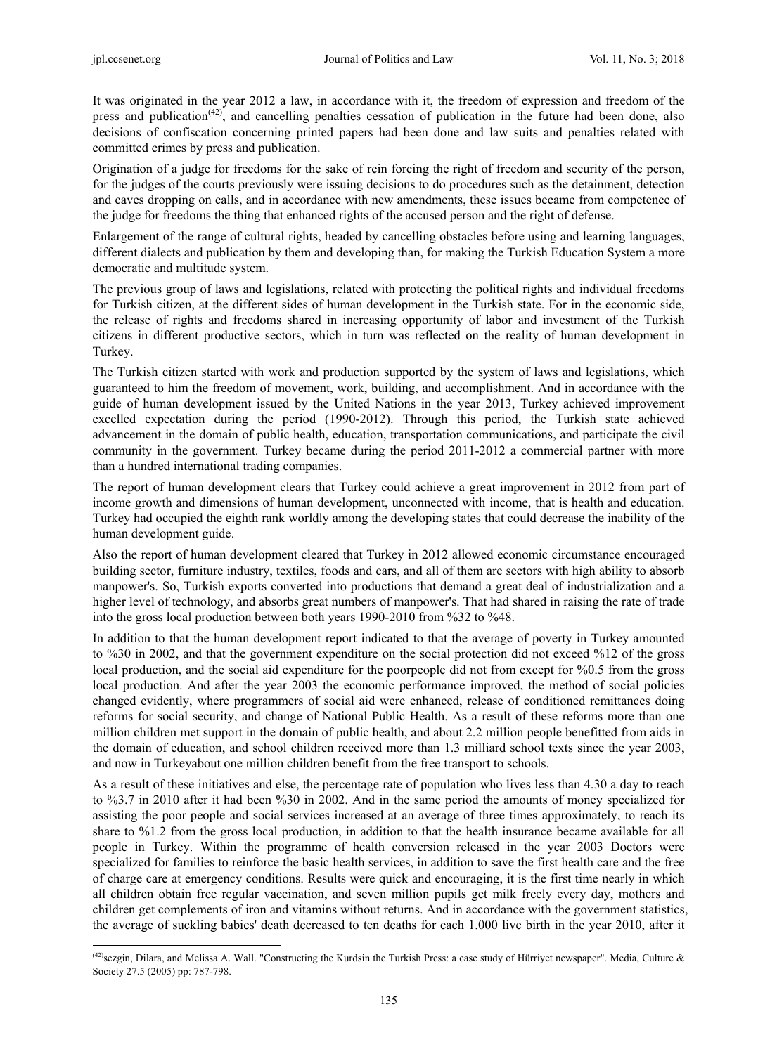It was originated in the year 2012 a law, in accordance with it, the freedom of expression and freedom of the press and publication[42], and cancelling penalties cessation of publication in the future had been done, also decisions of confiscation concerning printed papers had been done and law suits and penalties related with committed crimes by press and publication.

Origination of a judge for freedoms for the sake of rein forcing the right of freedom and security of the person, for the judges of the courts previously were issuing decisions to do procedures such as the detainment, detection and caves dropping on calls, and in accordance with new amendments, these issues became from competence of the judge for freedoms the thing that enhanced rights of the accused person and the right of defense.

Enlargement of the range of cultural rights, headed by cancelling obstacles before using and learning languages, different dialects and publication by them and developing than, for making the Turkish Education System a more democratic and multitude system.

The previous group of laws and legislations, related with protecting the political rights and individual freedoms for Turkish citizen, at the different sides of human development in the Turkish state. For in the economic side, the release of rights and freedoms shared in increasing opportunity of labor and investment of the Turkish citizens in different productive sectors, which in turn was reflected on the reality of human development in Turkey.

The Turkish citizen started with work and production supported by the system of laws and legislations, which guaranteed to him the freedom of movement, work, building, and accomplishment. And in accordance with the guide of human development issued by the United Nations in the year 2013, Turkey achieved improvement excelled expectation during the period (1990-2012). Through this period, the Turkish state achieved advancement in the domain of public health, education, transportation communications, and participate the civil community in the government. Turkey became during the period 2011-2012 a commercial partner with more than a hundred international trading companies.

The report of human development clears that Turkey could achieve a great improvement in 2012 from part of income growth and dimensions of human development, unconnected with income, that is health and education. Turkey had occupied the eighth rank worldly among the developing states that could decrease the inability of the human development guide.

Also the report of human development cleared that Turkey in 2012 allowed economic circumstance encouraged building sector, furniture industry, textiles, foods and cars, and all of them are sectors with high ability to absorb manpower's. So, Turkish exports converted into productions that demand a great deal of industrialization and a higher level of technology, and absorbs great numbers of manpower's. That had shared in raising the rate of trade into the gross local production between both years 1990-2010 from %32 to %48.

In addition to that the human development report indicated to that the average of poverty in Turkey amounted to %30 in 2002, and that the government expenditure on the social protection did not exceed %12 of the gross local production, and the social aid expenditure for the poorpeople did not from except for %0.5 from the gross local production. And after the year 2003 the economic performance improved, the method of social policies changed evidently, where programmers of social aid were enhanced, release of conditioned remittances doing reforms for social security, and change of National Public Health. As a result of these reforms more than one million children met support in the domain of public health, and about 2.2 million people benefitted from aids in the domain of education, and school children received more than 1.3 milliard school texts since the year 2003, and now in Turkeyabout one million children benefit from the free transport to schools.

As a result of these initiatives and else, the percentage rate of population who lives less than 4.30 a day to reach to %3.7 in 2010 after it had been %30 in 2002. And in the same period the amounts of money specialized for assisting the poor people and social services increased at an average of three times approximately, to reach its share to %1.2 from the gross local production, in addition to that the health insurance became available for all people in Turkey. Within the programme of health conversion released in the year 2003 Doctors were specialized for families to reinforce the basic health services, in addition to save the first health care and the free of charge care at emergency conditions. Results were quick and encouraging, it is the first time nearly in which all children obtain free regular vaccination, and seven million pupils get milk freely every day, mothers and children get complements of iron and vitamins without returns. And in accordance with the government statistics, the average of suckling babies' death decreased to ten deaths for each 1.000 live birth in the year 2010, after it

---

[42]sezgin, Dilara, and Melissa A. Wall. "Constructing the Kurdsin the Turkish Press: a case study of Hürriyet newspaper". Media, Culture & Society 27.5 (2005) pp: 787-798.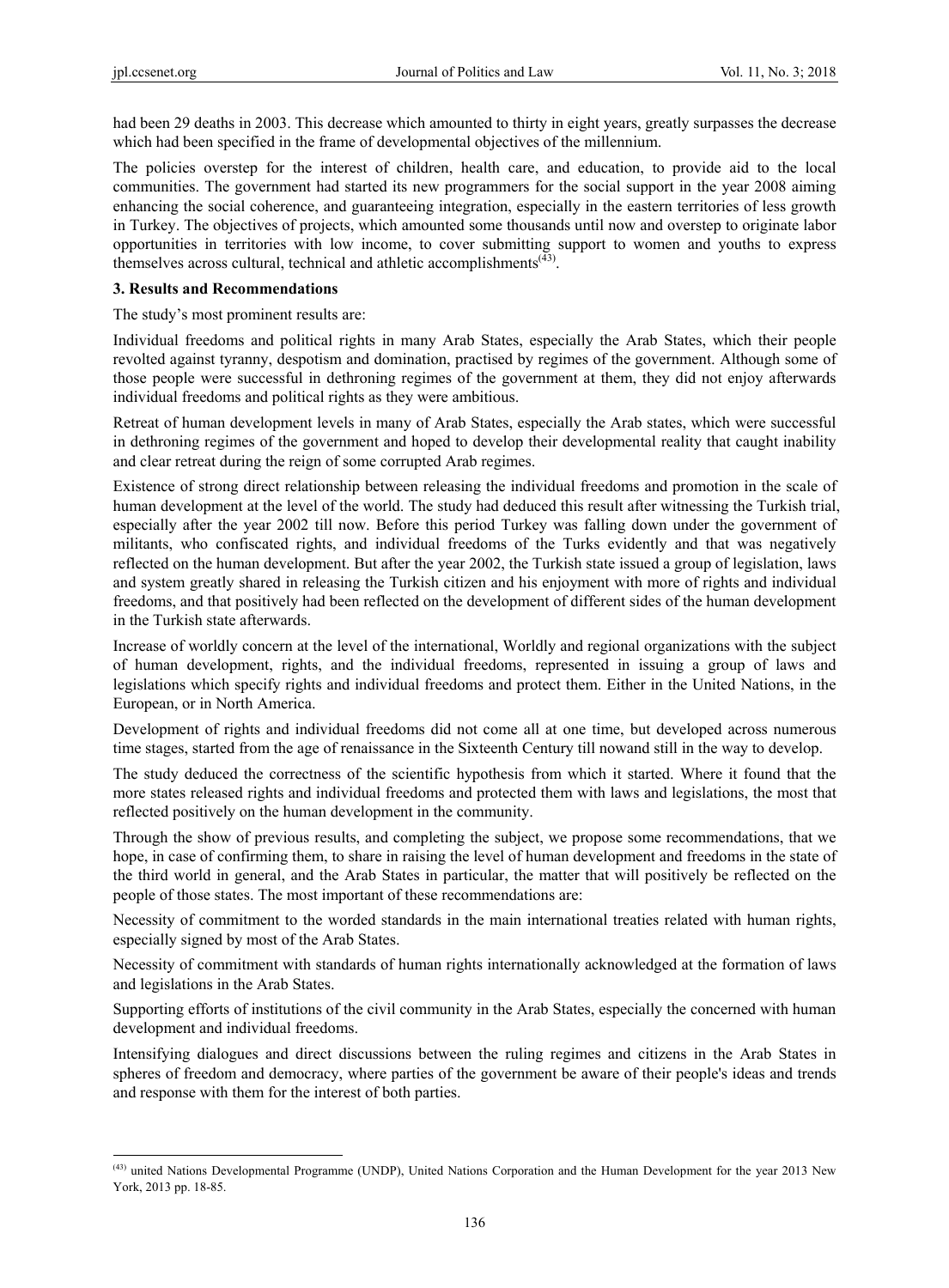had been 29 deaths in 2003. This decrease which amounted to thirty in eight years, greatly surpasses the decrease which had been specified in the frame of developmental objectives of the millennium.

The policies overstep for the interest of children, health care, and education, to provide aid to the local communities. The government had started its new programmers for the social support in the year 2008 aiming enhancing the social coherence, and guaranteeing integration, especially in the eastern territories of less growth in Turkey. The objectives of projects, which amounted some thousands until now and overstep to originate labor opportunities in territories with low income, to cover submitting support to women and youths to express themselves across cultural, technical and athletic accomplishments[43].

**3. Results and Recommendations**

The study's most prominent results are:

Individual freedoms and political rights in many Arab States, especially the Arab States, which their people revolted against tyranny, despotism and domination, practised by regimes of the government. Although some of those people were successful in dethroning regimes of the government at them, they did not enjoy afterwards individual freedoms and political rights as they were ambitious.

Retreat of human development levels in many of Arab States, especially the Arab states, which were successful in dethroning regimes of the government and hoped to develop their developmental reality that caught inability and clear retreat during the reign of some corrupted Arab regimes.

Existence of strong direct relationship between releasing the individual freedoms and promotion in the scale of human development at the level of the world. The study had deduced this result after witnessing the Turkish trial, especially after the year 2002 till now. Before this period Turkey was falling down under the government of militants, who confiscated rights, and individual freedoms of the Turks evidently and that was negatively reflected on the human development. But after the year 2002, the Turkish state issued a group of legislation, laws and system greatly shared in releasing the Turkish citizen and his enjoyment with more of rights and individual freedoms, and that positively had been reflected on the development of different sides of the human development in the Turkish state afterwards.

Increase of worldly concern at the level of the international, Worldly and regional organizations with the subject of human development, rights, and the individual freedoms, represented in issuing a group of laws and legislations which specify rights and individual freedoms and protect them. Either in the United Nations, in the European, or in North America.

Development of rights and individual freedoms did not come all at one time, but developed across numerous time stages, started from the age of renaissance in the Sixteenth Century till nowand still in the way to develop.

The study deduced the correctness of the scientific hypothesis from which it started. Where it found that the more states released rights and individual freedoms and protected them with laws and legislations, the most that reflected positively on the human development in the community.

Through the show of previous results, and completing the subject, we propose some recommendations, that we hope, in case of confirming them, to share in raising the level of human development and freedoms in the state of the third world in general, and the Arab States in particular, the matter that will positively be reflected on the people of those states. The most important of these recommendations are:

Necessity of commitment to the worded standards in the main international treaties related with human rights, especially signed by most of the Arab States.

Necessity of commitment with standards of human rights internationally acknowledged at the formation of laws and legislations in the Arab States.

Supporting efforts of institutions of the civil community in the Arab States, especially the concerned with human development and individual freedoms.

Intensifying dialogues and direct discussions between the ruling regimes and citizens in the Arab States in spheres of freedom and democracy, where parties of the government be aware of their people's ideas and trends and response with them for the interest of both parties.

---

[43] united Nations Developmental Programme (UNDP), United Nations Corporation and the Human Development for the year 2013 New York, 2013 pp. 18-85.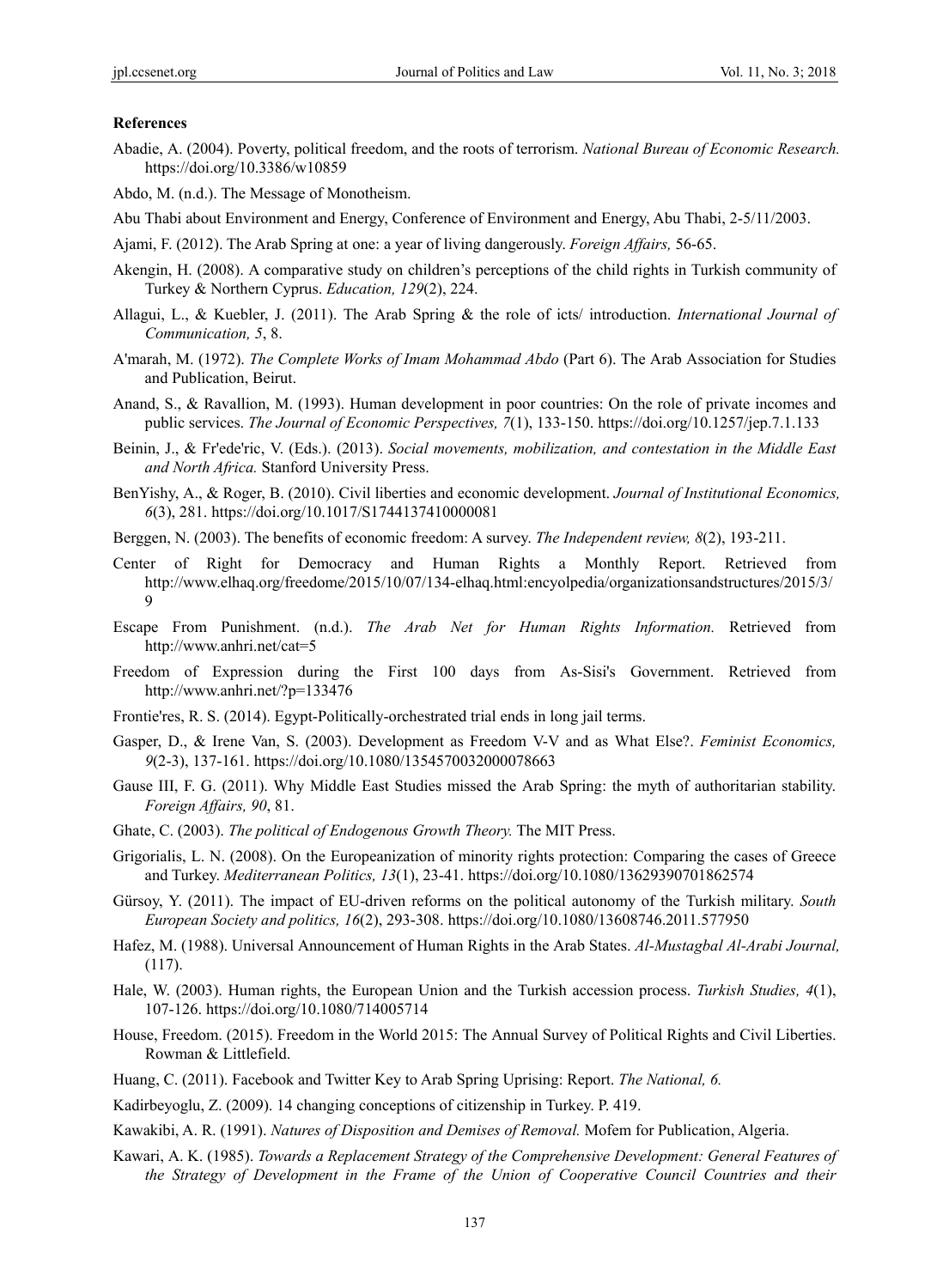**References**

Abadie, A. (2004). Poverty, political freedom, and the roots of terrorism. *National Bureau of Economic Research.* https://doi.org/10.3386/w10859

Abdo, M. (n.d.). The Message of Monotheism.

Abu Thabi about Environment and Energy, Conference of Environment and Energy, Abu Thabi, 2-5/11/2003.

Ajami, F. (2012). The Arab Spring at one: a year of living dangerously. *Foreign Affairs,* 56-65.

Akengin, H. (2008). A comparative study on children's perceptions of the child rights in Turkish community of Turkey & Northern Cyprus. *Education, 129*(2), 224.

Allagui, L., & Kuebler, J. (2011). The Arab Spring & the role of icts/ introduction. *International Journal of Communication, 5*, 8.

A'marah, M. (1972). *The Complete Works of Imam Mohammad Abdo* (Part 6). The Arab Association for Studies and Publication, Beirut.

Anand, S., & Ravallion, M. (1993). Human development in poor countries: On the role of private incomes and public services. *The Journal of Economic Perspectives, 7*(1), 133-150. https://doi.org/10.1257/jep.7.1.133

Beinin, J., & Fr'ede'ric, V. (Eds.). (2013). *Social movements, mobilization, and contestation in the Middle East and North Africa.* Stanford University Press.

BenYishy, A., & Roger, B. (2010). Civil liberties and economic development. *Journal of Institutional Economics, 6*(3), 281. https://doi.org/10.1017/S1744137410000081

Berggen, N. (2003). The benefits of economic freedom: A survey. *The Independent review, 8*(2), 193-211.

Center of Right for Democracy and Human Rights a Monthly Report. Retrieved from http://www.elhaq.org/freedome/2015/10/07/134-elhaq.html:encyolpedia/organizationsandstructures/2015/3/9

Escape From Punishment. (n.d.). *The Arab Net for Human Rights Information.* Retrieved from http://www.anhri.net/cat=5

Freedom of Expression during the First 100 days from As-Sisi's Government. Retrieved from http://www.anhri.net/?p=133476

Frontie'res, R. S. (2014). Egypt-Politically-orchestrated trial ends in long jail terms.

Gasper, D., & Irene Van, S. (2003). Development as Freedom V-V and as What Else?. *Feminist Economics, 9*(2-3), 137-161. https://doi.org/10.1080/1354570032000078663

Gause III, F. G. (2011). Why Middle East Studies missed the Arab Spring: the myth of authoritarian stability. *Foreign Affairs, 90*, 81.

Ghate, C. (2003). *The political of Endogenous Growth Theory.* The MIT Press.

Grigorialis, L. N. (2008). On the Europeanization of minority rights protection: Comparing the cases of Greece and Turkey. *Mediterranean Politics, 13*(1), 23-41. https://doi.org/10.1080/13629390701862574

Gürsoy, Y. (2011). The impact of EU-driven reforms on the political autonomy of the Turkish military. *South European Society and politics, 16*(2), 293-308. https://doi.org/10.1080/13608746.2011.577950

Hafez, M. (1988). Universal Announcement of Human Rights in the Arab States. *Al-Mustagbal Al-Arabi Journal,* (117).

Hale, W. (2003). Human rights, the European Union and the Turkish accession process. *Turkish Studies, 4*(1), 107-126. https://doi.org/10.1080/714005714

House, Freedom. (2015). Freedom in the World 2015: The Annual Survey of Political Rights and Civil Liberties. Rowman & Littlefield.

Huang, C. (2011). Facebook and Twitter Key to Arab Spring Uprising: Report. *The National, 6.*

Kadirbeyoglu, Z. (2009). 14 changing conceptions of citizenship in Turkey. P. 419.

Kawakibi, A. R. (1991). *Natures of Disposition and Demises of Removal.* Mofem for Publication, Algeria.

Kawari, A. K. (1985). *Towards a Replacement Strategy of the Comprehensive Development: General Features of the Strategy of Development in the Frame of the Union of Cooperative Council Countries and their*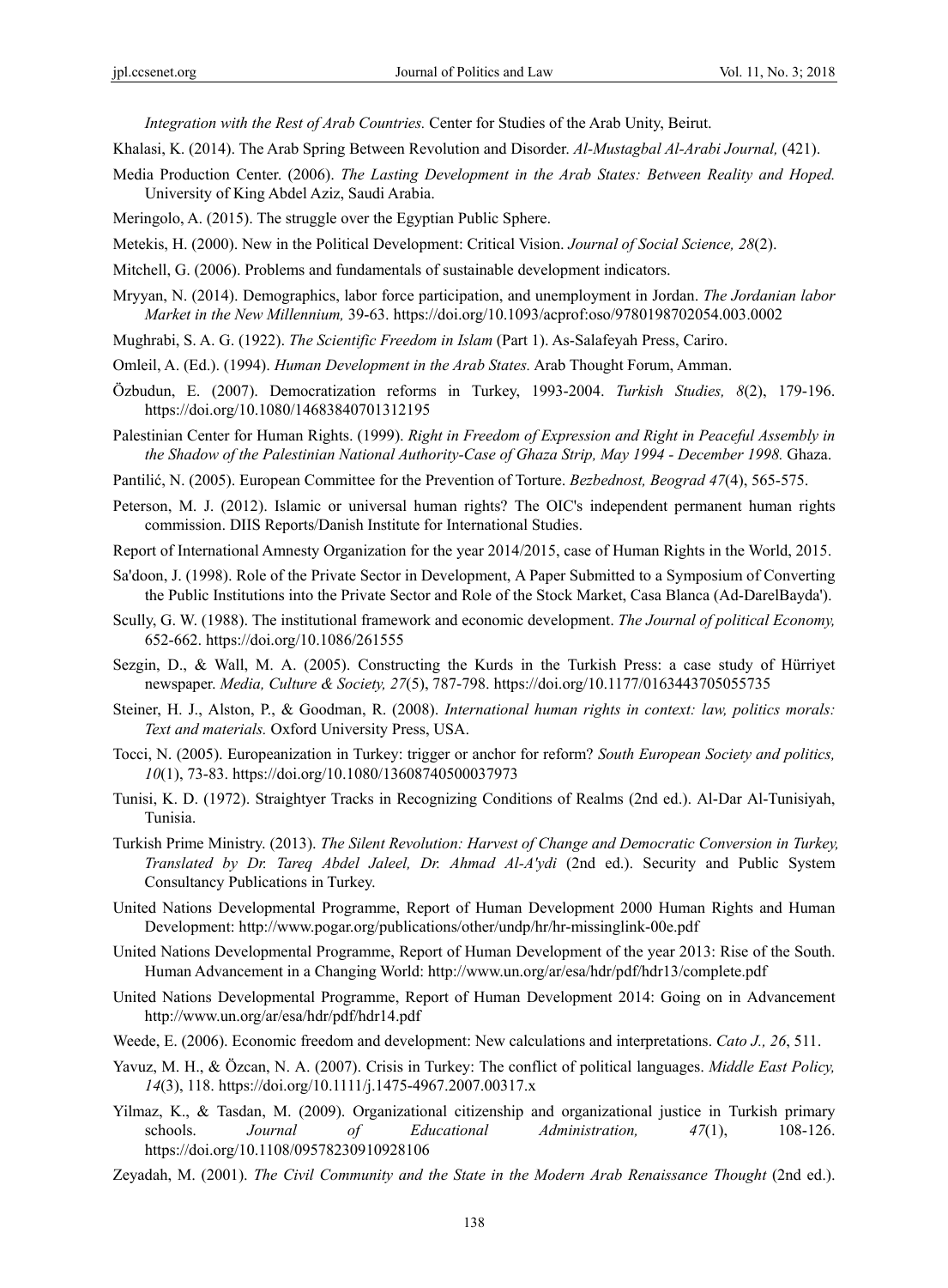*Integration with the Rest of Arab Countries.* Center for Studies of the Arab Unity, Beirut.

Khalasi, K. (2014). The Arab Spring Between Revolution and Disorder. *Al-Mustagbal Al-Arabi Journal,* (421).

Media Production Center. (2006). *The Lasting Development in the Arab States: Between Reality and Hoped.* University of King Abdel Aziz, Saudi Arabia.

Meringolo, A. (2015). The struggle over the Egyptian Public Sphere.

Metekis, H. (2000). New in the Political Development: Critical Vision. *Journal of Social Science, 28*(2).

Mitchell, G. (2006). Problems and fundamentals of sustainable development indicators.

Mryyan, N. (2014). Demographics, labor force participation, and unemployment in Jordan. *The Jordanian labor Market in the New Millennium,* 39-63. https://doi.org/10.1093/acprof:oso/9780198702054.003.0002

Mughrabi, S. A. G. (1922). *The Scientific Freedom in Islam* (Part 1). As-Salafeyah Press, Cariro.

Omleil, A. (Ed.). (1994). *Human Development in the Arab States.* Arab Thought Forum, Amman.

Özbudun, E. (2007). Democratization reforms in Turkey, 1993-2004. *Turkish Studies, 8*(2), 179-196. https://doi.org/10.1080/14683840701312195

Palestinian Center for Human Rights. (1999). *Right in Freedom of Expression and Right in Peaceful Assembly in the Shadow of the Palestinian National Authority-Case of Ghaza Strip, May 1994 - December 1998.* Ghaza.

Pantilić, N. (2005). European Committee for the Prevention of Torture. *Bezbednost, Beograd 47*(4), 565-575.

Peterson, M. J. (2012). Islamic or universal human rights? The OIC's independent permanent human rights commission. DIIS Reports/Danish Institute for International Studies.

Report of International Amnesty Organization for the year 2014/2015, case of Human Rights in the World, 2015.

Sa'doon, J. (1998). Role of the Private Sector in Development, A Paper Submitted to a Symposium of Converting the Public Institutions into the Private Sector and Role of the Stock Market, Casa Blanca (Ad-DarelBayda').

Scully, G. W. (1988). The institutional framework and economic development. *The Journal of political Economy,* 652-662. https://doi.org/10.1086/261555

Sezgin, D., & Wall, M. A. (2005). Constructing the Kurds in the Turkish Press: a case study of Hürriyet newspaper. *Media, Culture & Society, 27*(5), 787-798. https://doi.org/10.1177/0163443705055735

Steiner, H. J., Alston, P., & Goodman, R. (2008). *International human rights in context: law, politics morals: Text and materials.* Oxford University Press, USA.

Tocci, N. (2005). Europeanization in Turkey: trigger or anchor for reform? *South European Society and politics, 10*(1), 73-83. https://doi.org/10.1080/13608740500037973

Tunisi, K. D. (1972). Straightyer Tracks in Recognizing Conditions of Realms (2nd ed.). Al-Dar Al-Tunisiyah, Tunisia.

Turkish Prime Ministry. (2013). *The Silent Revolution: Harvest of Change and Democratic Conversion in Turkey, Translated by Dr. Tareq Abdel Jaleel, Dr. Ahmad Al-A'ydi* (2nd ed.). Security and Public System Consultancy Publications in Turkey.

United Nations Developmental Programme, Report of Human Development 2000 Human Rights and Human Development: http://www.pogar.org/publications/other/undp/hr/hr-missinglink-00e.pdf

United Nations Developmental Programme, Report of Human Development of the year 2013: Rise of the South. Human Advancement in a Changing World: http://www.un.org/ar/esa/hdr/pdf/hdr13/complete.pdf

United Nations Developmental Programme, Report of Human Development 2014: Going on in Advancement http://www.un.org/ar/esa/hdr/pdf/hdr14.pdf

Weede, E. (2006). Economic freedom and development: New calculations and interpretations. *Cato J., 26*, 511.

Yavuz, M. H., & Özcan, N. A. (2007). Crisis in Turkey: The conflict of political languages. *Middle East Policy, 14*(3), 118. https://doi.org/10.1111/j.1475-4967.2007.00317.x

Yilmaz, K., & Tasdan, M. (2009). Organizational citizenship and organizational justice in Turkish primary schools. *Journal of Educational Administration, 47*(1), 108-126. https://doi.org/10.1108/09578230910928106

Zeyadah, M. (2001). *The Civil Community and the State in the Modern Arab Renaissance Thought* (2nd ed.).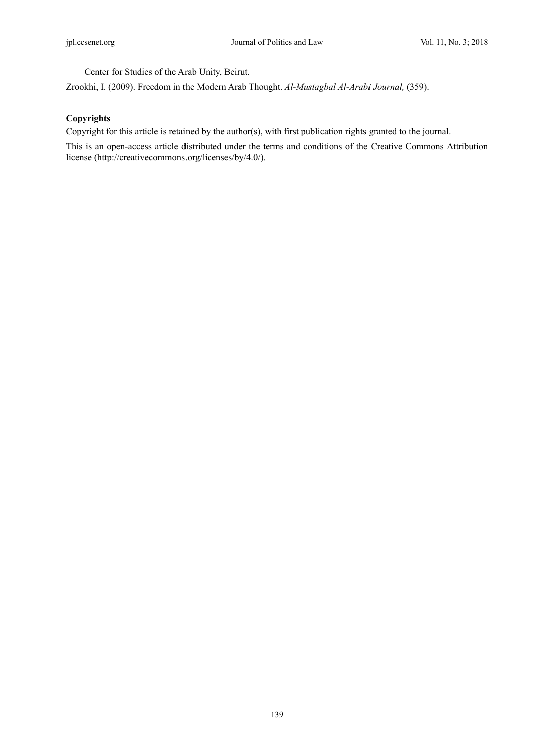Center for Studies of the Arab Unity, Beirut.

Zrookhi, I. (2009). Freedom in the Modern Arab Thought. *Al-Mustagbal Al-Arabi Journal,* (359).

**Copyrights**

Copyright for this article is retained by the author(s), with first publication rights granted to the journal.

This is an open-access article distributed under the terms and conditions of the Creative Commons Attribution license (http://creativecommons.org/licenses/by/4.0/).